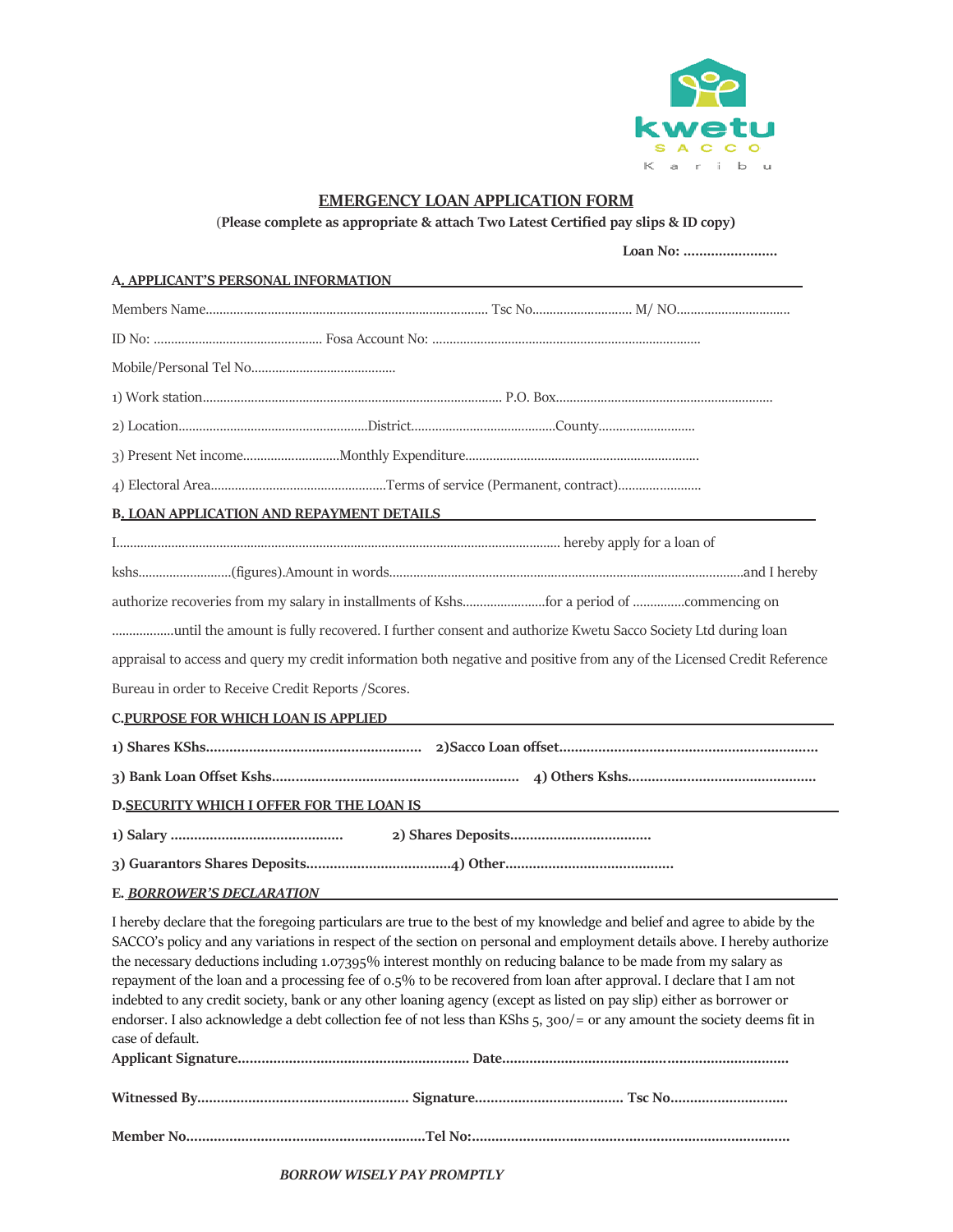kwetu
SACCO
Karibu

# EMERGENCY LOAN APPLICATION FORM

(**Please complete as appropriate & attach Two Latest Certified pay slips & ID copy**)

**Loan No: ……………………**

## A. APPLICANT'S PERSONAL INFORMATION

Members Name……………………………………………………………………… Tsc No.……………………… M/ NO.……………………………

ID No: ………………………………………… Fosa Account No: ……………………………………………………………………

Mobile/Personal Tel No……………………………………

1) Work station…………………………………………………………………………… P.O. Box………………………………………………………

2) Location……………………………………………District……………………………………County………………………

3) Present Net income………………………Monthly Expenditure…………………………………………………………

4) Electoral Area……………………………………………Terms of service (Permanent, contract)……………………

## B. LOAN APPLICATION AND REPAYMENT DETAILS

I……………………………………………………………………………………………………………… hereby apply for a loan of kshs………………………(figures).Amount in words…………………………………………………………………………………………and I hereby authorize recoveries from my salary in installments of Kshs……………………for a period of ……………commencing on ………………until the amount is fully recovered. I further consent and authorize Kwetu Sacco Society Ltd during loan appraisal to access and query my credit information both negative and positive from any of the Licensed Credit Reference Bureau in order to Receive Credit Reports /Scores.

## C.PURPOSE FOR WHICH LOAN IS APPLIED

**1) Shares KShs……………………………………………… 2)Sacco Loan offset…………………………………………………………**

**3) Bank Loan Offset Kshs……………………………………………………… 4) Others Kshs…………………………………………**

## D.SECURITY WHICH I OFFER FOR THE LOAN IS

**1) Salary …………………………………… 2) Shares Deposits………………………………**

**3) Guarantors Shares Deposits………………………………4) Other……………………………………**

## E. *BORROWER'S DECLARATION*

I hereby declare that the foregoing particulars are true to the best of my knowledge and belief and agree to abide by the SACCO's policy and any variations in respect of the section on personal and employment details above. I hereby authorize the necessary deductions including 1.07395% interest monthly on reducing balance to be made from my salary as repayment of the loan and a processing fee of 0.5% to be recovered from loan after approval. I declare that I am not indebted to any credit society, bank or any other loaning agency (except as listed on pay slip) either as borrower or endorser. I also acknowledge a debt collection fee of not less than KShs 5, 300/= or any amount the society deems fit in case of default.

**Applicant Signature…………………………………………………… Date………………………………………………………………**

**Witnessed By……………………………………………… Signature……………………………… Tsc No…………………………**

**Member No……………………………………………………Tel No:………………………………………………………………………**

***BORROW WISELY PAY PROMPTLY***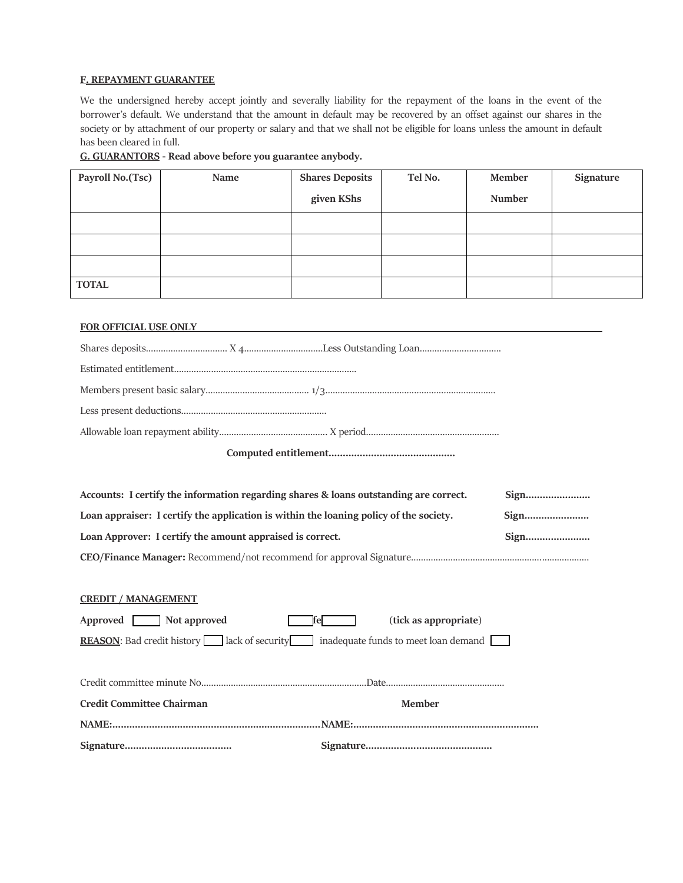**F. REPAYMENT GUARANTEE**

We the undersigned hereby accept jointly and severally liability for the repayment of the loans in the event of the borrower's default. We understand that the amount in default may be recovered by an offset against our shares in the society or by attachment of our property or salary and that we shall not be eligible for loans unless the amount in default has been cleared in full.

**G. GUARANTORS - Read above before you guarantee anybody.**

| Payroll No.(Tsc) | Name | Shares Deposits given KShs | Tel No. | Member Number | Signature |
|---|---|---|---|---|---|
| | | | | | |
| | | | | | |
| | | | | | |
| **TOTAL** | | | | | |

**FOR OFFICIAL USE ONLY**

Shares deposits................................ X 4................................Less Outstanding Loan................................

Estimated entitlement.........................................................................

Members present basic salary......................................... 1/3....................................................................

Less present deductions..........................................................

Allowable loan repayment ability........................................... X period.....................................................

**Computed entitlement............................................**

**Accounts: I certify the information regarding shares & loans outstanding are correct. Sign......................**

**Loan appraiser: I certify the application is within the loaning policy of the society. Sign......................**

**Loan Approver: I certify the amount appraised is correct. Sign......................**

**CEO/Finance Manager:** Recommend/not recommend for approval Signature......................................................................

**CREDIT / MANAGEMENT**

**Approved** ☐ **Not approved** ☐ **fe** ☐ (**tick as appropriate**)

**REASON**: Bad credit history ☐ lack of security ☐ inadequate funds to meet loan demand ☐

Credit committee minute No..................................................................Date...............................................

**Credit Committee Chairman** **Member**

**NAME:.........................................................................NAME:.................................................................**

**Signature.....................................** **Signature............................................**